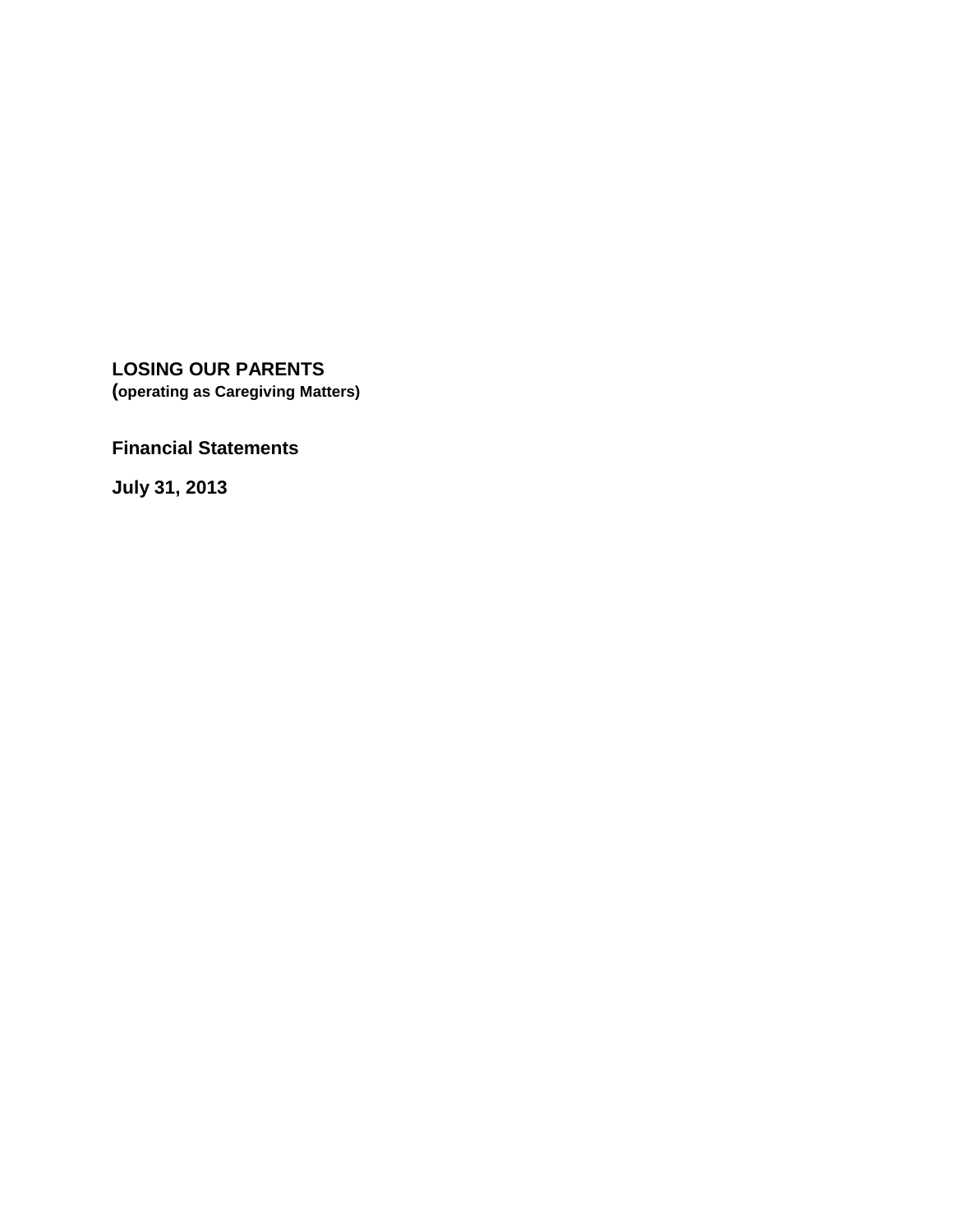# LOSING OUR PARENTS
**(operating as Caregiving Matters)**

## Financial Statements

## July 31, 2013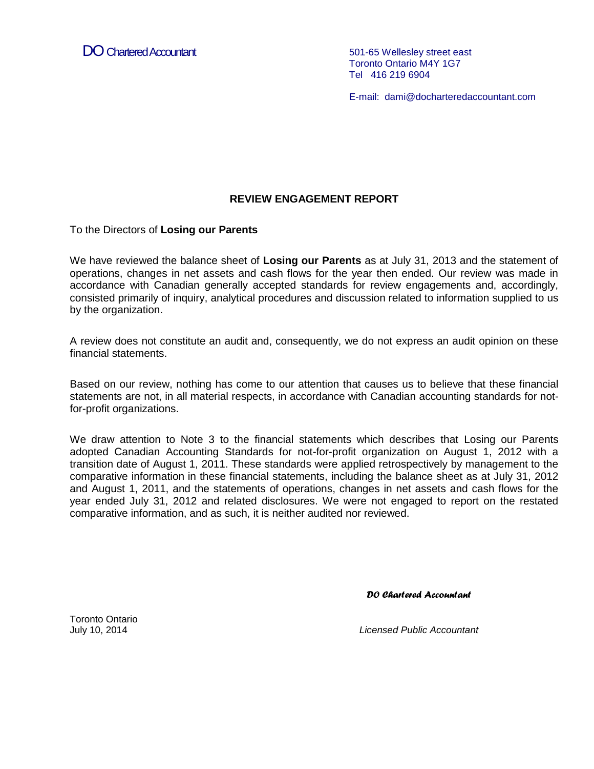DO Chartered Accountant

501-65 Wellesley street east
Toronto Ontario M4Y 1G7
Tel 416 219 6904

E-mail: dami@docharteredaccountant.com

## REVIEW ENGAGEMENT REPORT

To the Directors of **Losing our Parents**

We have reviewed the balance sheet of **Losing our Parents** as at July 31, 2013 and the statement of operations, changes in net assets and cash flows for the year then ended. Our review was made in accordance with Canadian generally accepted standards for review engagements and, accordingly, consisted primarily of inquiry, analytical procedures and discussion related to information supplied to us by the organization.

A review does not constitute an audit and, consequently, we do not express an audit opinion on these financial statements.

Based on our review, nothing has come to our attention that causes us to believe that these financial statements are not, in all material respects, in accordance with Canadian accounting standards for not-for-profit organizations.

We draw attention to Note 3 to the financial statements which describes that Losing our Parents adopted Canadian Accounting Standards for not-for-profit organization on August 1, 2012 with a transition date of August 1, 2011. These standards were applied retrospectively by management to the comparative information in these financial statements, including the balance sheet as at July 31, 2012 and August 1, 2011, and the statements of operations, changes in net assets and cash flows for the year ended July 31, 2012 and related disclosures. We were not engaged to report on the restated comparative information, and as such, it is neither audited nor reviewed.

*DO Chartered Accountant*

Toronto Ontario
July 10, 2014

*Licensed Public Accountant*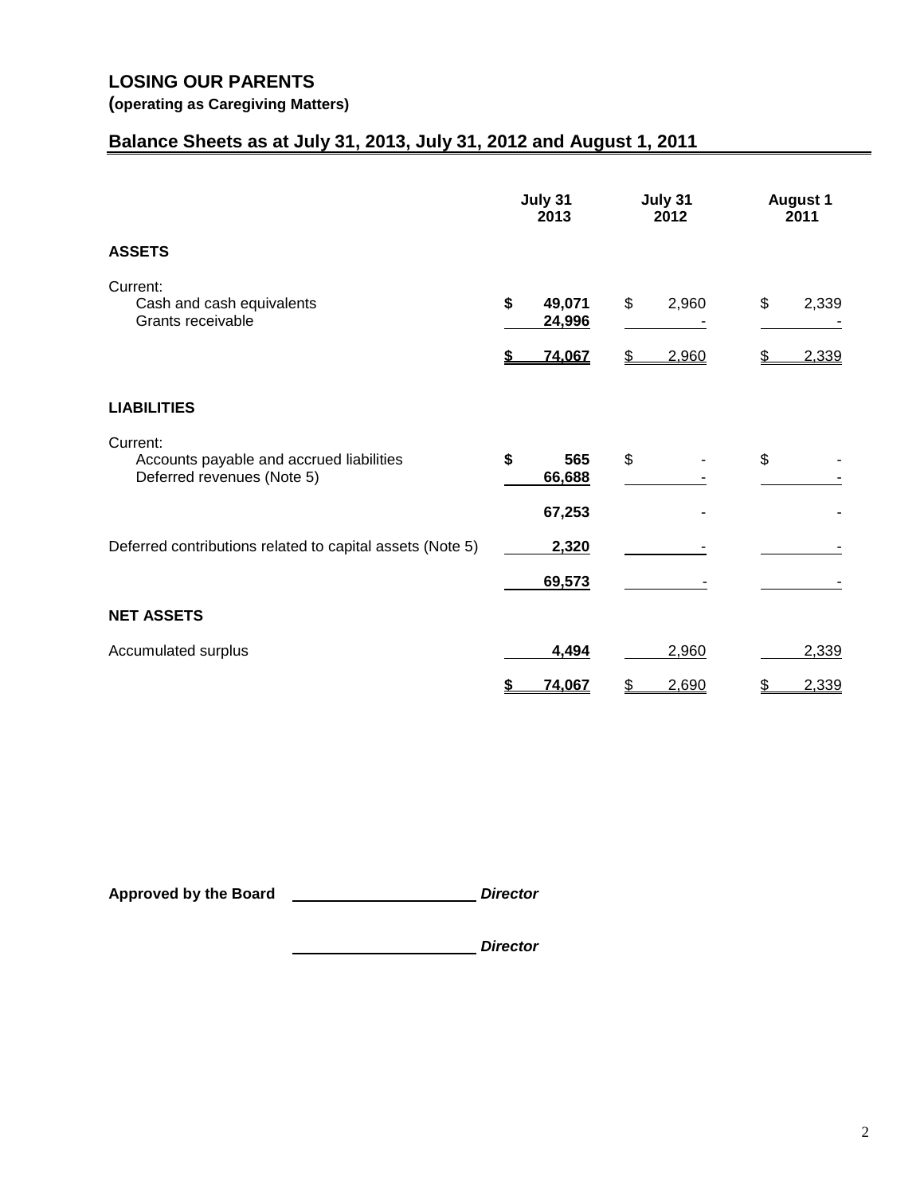## LOSING OUR PARENTS

**(operating as Caregiving Matters)**

## Balance Sheets as at July 31, 2013, July 31, 2012 and August 1, 2011

| | July 31 2013 | July 31 2012 | August 1 2011 |
|---|---|---|---|
| **ASSETS** | | | |
| Current: | | | |
| Cash and cash equivalents | **$ 49,071** | $ 2,960 | $ 2,339 |
| Grants receivable | **24,996** | - | - |
| | **$ 74,067** | $ 2,960 | $ 2,339 |
| **LIABILITIES** | | | |
| Current: | | | |
| Accounts payable and accrued liabilities | **$ 565** | $ - | $ - |
| Deferred revenues (Note 5) | **66,688** | - | - |
| | **67,253** | - | - |
| Deferred contributions related to capital assets (Note 5) | **2,320** | - | - |
| | **69,573** | - | - |
| **NET ASSETS** | | | |
| Accumulated surplus | **4,494** | 2,960 | 2,339 |
| | **$ 74,067** | $ 2,690 | $ 2,339 |

**Approved by the Board** ____________________ ***Director***

____________________ ***Director***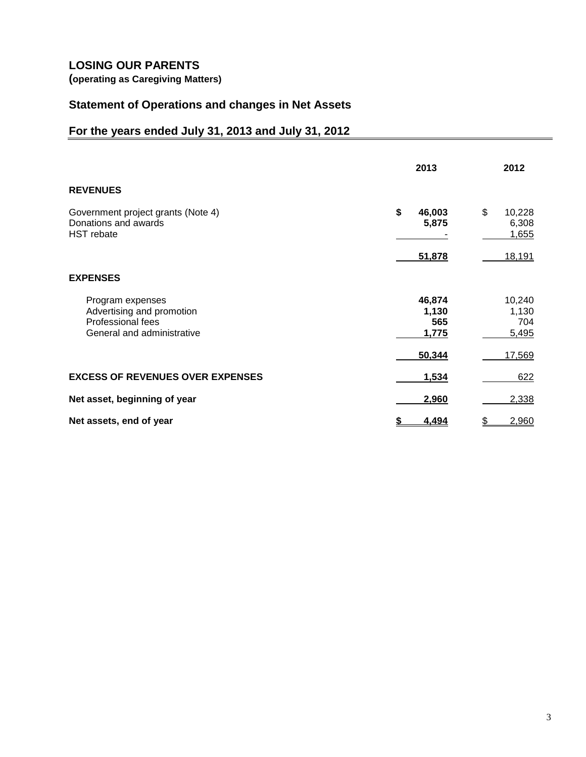# LOSING OUR PARENTS

**(operating as Caregiving Matters)**

## Statement of Operations and changes in Net Assets

## For the years ended July 31, 2013 and July 31, 2012

| | 2013 | 2012 |
|---|---|---|
| **REVENUES** | | |
| Government project grants (Note 4) | **$ 46,003** | $ 10,228 |
| Donations and awards | **5,875** | 6,308 |
| HST rebate | **-** | 1,655 |
| | **51,878** | 18,191 |
| **EXPENSES** | | |
| Program expenses | **46,874** | 10,240 |
| Advertising and promotion | **1,130** | 1,130 |
| Professional fees | **565** | 704 |
| General and administrative | **1,775** | 5,495 |
| | **50,344** | 17,569 |
| **EXCESS OF REVENUES OVER EXPENSES** | **1,534** | 622 |
| **Net asset, beginning of year** | **2,960** | 2,338 |
| **Net assets, end of year** | **$ 4,494** | $ 2,960 |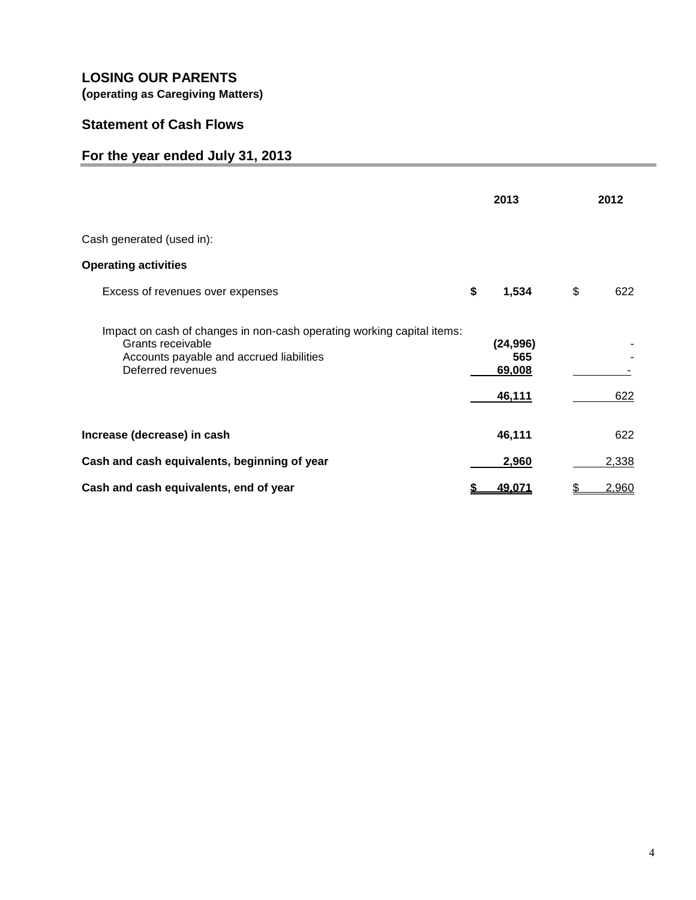# LOSING OUR PARENTS

**(operating as Caregiving Matters)**

## Statement of Cash Flows

## For the year ended July 31, 2013

| | 2013 | 2012 |
|---|---|---|
| Cash generated (used in): | | |
| **Operating activities** | | |
| Excess of revenues over expenses | $ 1,534 | $ 622 |
| Impact on cash of changes in non-cash operating working capital items: | | |
| Grants receivable | (24,996) | - |
| Accounts payable and accrued liabilities | 565 | - |
| Deferred revenues | 69,008 | - |
| | 46,111 | 622 |
| **Increase (decrease) in cash** | 46,111 | 622 |
| **Cash and cash equivalents, beginning of year** | 2,960 | 2,338 |
| **Cash and cash equivalents, end of year** | $ 49,071 | $ 2,960 |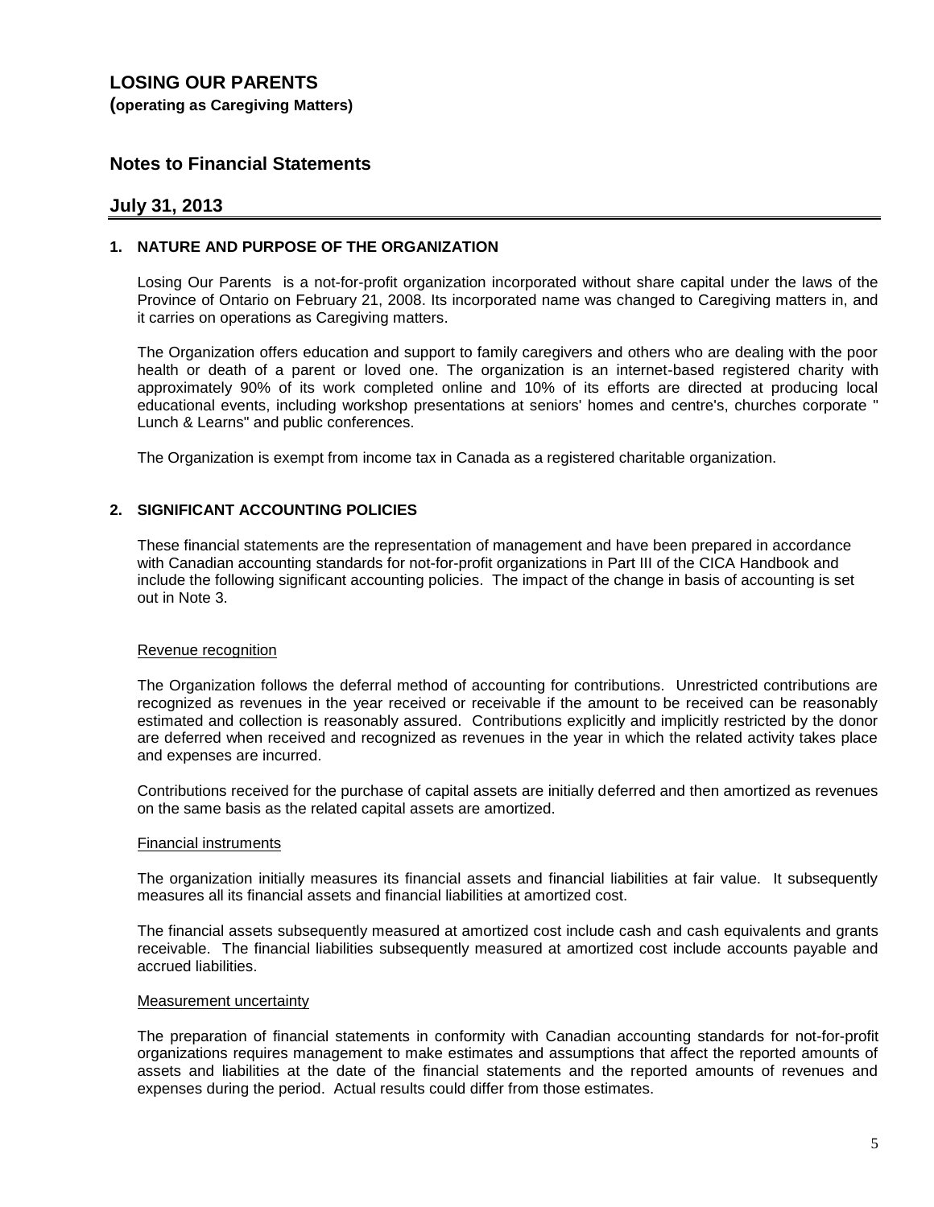# LOSING OUR PARENTS

**(operating as Caregiving Matters)**

## Notes to Financial Statements

## July 31, 2013

### 1. NATURE AND PURPOSE OF THE ORGANIZATION

Losing Our Parents is a not-for-profit organization incorporated without share capital under the laws of the Province of Ontario on February 21, 2008. Its incorporated name was changed to Caregiving matters in, and it carries on operations as Caregiving matters.

The Organization offers education and support to family caregivers and others who are dealing with the poor health or death of a parent or loved one. The organization is an internet-based registered charity with approximately 90% of its work completed online and 10% of its efforts are directed at producing local educational events, including workshop presentations at seniors' homes and centre's, churches corporate " Lunch & Learns" and public conferences.

The Organization is exempt from income tax in Canada as a registered charitable organization.

### 2. SIGNIFICANT ACCOUNTING POLICIES

These financial statements are the representation of management and have been prepared in accordance with Canadian accounting standards for not-for-profit organizations in Part III of the CICA Handbook and include the following significant accounting policies. The impact of the change in basis of accounting is set out in Note 3.

Revenue recognition

The Organization follows the deferral method of accounting for contributions. Unrestricted contributions are recognized as revenues in the year received or receivable if the amount to be received can be reasonably estimated and collection is reasonably assured. Contributions explicitly and implicitly restricted by the donor are deferred when received and recognized as revenues in the year in which the related activity takes place and expenses are incurred.

Contributions received for the purchase of capital assets are initially deferred and then amortized as revenues on the same basis as the related capital assets are amortized.

Financial instruments

The organization initially measures its financial assets and financial liabilities at fair value. It subsequently measures all its financial assets and financial liabilities at amortized cost.

The financial assets subsequently measured at amortized cost include cash and cash equivalents and grants receivable. The financial liabilities subsequently measured at amortized cost include accounts payable and accrued liabilities.

Measurement uncertainty

The preparation of financial statements in conformity with Canadian accounting standards for not-for-profit organizations requires management to make estimates and assumptions that affect the reported amounts of assets and liabilities at the date of the financial statements and the reported amounts of revenues and expenses during the period. Actual results could differ from those estimates.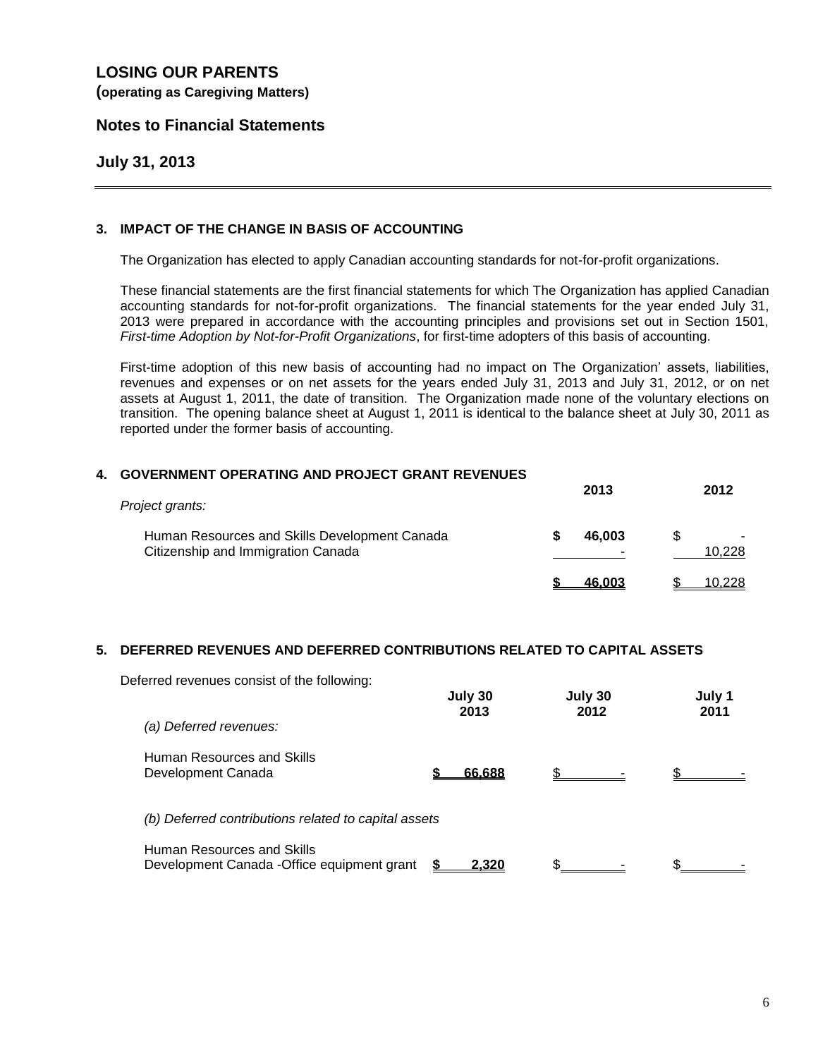# LOSING OUR PARENTS

**(operating as Caregiving Matters)**

## Notes to Financial Statements

## July 31, 2013

### 3. IMPACT OF THE CHANGE IN BASIS OF ACCOUNTING

The Organization has elected to apply Canadian accounting standards for not-for-profit organizations.

These financial statements are the first financial statements for which The Organization has applied Canadian accounting standards for not-for-profit organizations. The financial statements for the year ended July 31, 2013 were prepared in accordance with the accounting principles and provisions set out in Section 1501, *First-time Adoption by Not-for-Profit Organizations*, for first-time adopters of this basis of accounting.

First-time adoption of this new basis of accounting had no impact on The Organization' assets, liabilities, revenues and expenses or on net assets for the years ended July 31, 2013 and July 31, 2012, or on net assets at August 1, 2011, the date of transition. The Organization made none of the voluntary elections on transition. The opening balance sheet at August 1, 2011 is identical to the balance sheet at July 30, 2011 as reported under the former basis of accounting.

### 4. GOVERNMENT OPERATING AND PROJECT GRANT REVENUES

| | 2013 | 2012 |
|---|---|---|
| *Project grants:* | | |
| Human Resources and Skills Development Canada | **$ 46,003** | $ - |
| Citizenship and Immigration Canada | - | 10,228 |
| | **$ 46,003** | $ 10,228 |

### 5. DEFERRED REVENUES AND DEFERRED CONTRIBUTIONS RELATED TO CAPITAL ASSETS

Deferred revenues consist of the following:

| | July 30 2013 | July 30 2012 | July 1 2011 |
|---|---|---|---|
| *(a) Deferred revenues:* | | | |
| Human Resources and Skills Development Canada | **$ 66,688** | $ - | $ - |
| *(b) Deferred contributions related to capital assets* | | | |
| Human Resources and Skills Development Canada -Office equipment grant | **$ 2,320** | $ - | $ - |